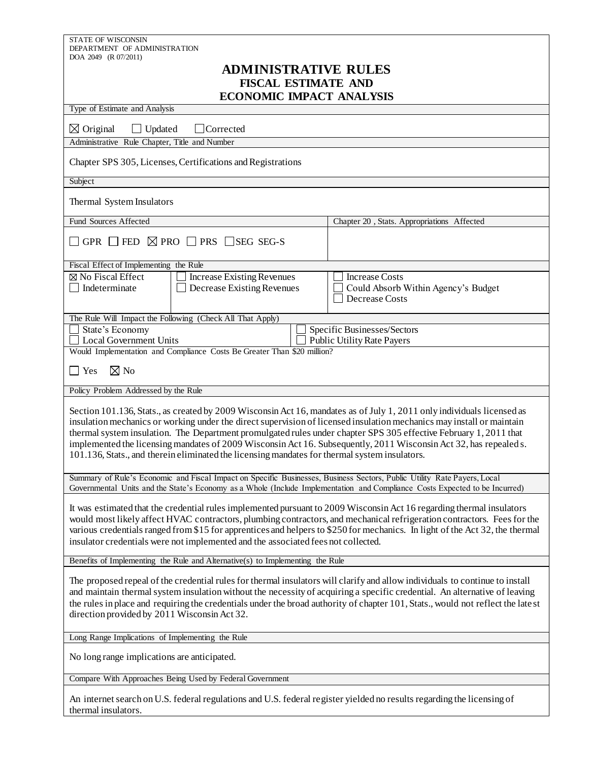STATE OF WISCONSIN
DEPARTMENT OF ADMINISTRATION
DOA 2049 (R 07/2011)

# ADMINISTRATIVE RULES
## FISCAL ESTIMATE AND
## ECONOMIC IMPACT ANALYSIS

**Type of Estimate and Analysis**

☒ Original ☐ Updated ☐ Corrected

**Administrative Rule Chapter, Title and Number**

Chapter SPS 305, Licenses, Certifications and Registrations

**Subject**

Thermal System Insulators

| Fund Sources Affected | Chapter 20 , Stats. Appropriations Affected |
|---|---|
| ☐ GPR ☐ FED ☒ PRO ☐ PRS ☐ SEG SEG-S | |

**Fiscal Effect of Implementing the Rule**

| | | |
|---|---|---|
| ☒ No Fiscal Effect<br>☐ Indeterminate | ☐ Increase Existing Revenues<br>☐ Decrease Existing Revenues | ☐ Increase Costs<br>☐ Could Absorb Within Agency's Budget<br>☐ Decrease Costs |

**The Rule Will Impact the Following (Check All That Apply)**

| | |
|---|---|
| ☐ State's Economy | ☐ Specific Businesses/Sectors |
| ☐ Local Government Units | ☐ Public Utility Rate Payers |

**Would Implementation and Compliance Costs Be Greater Than $20 million?**

☐ Yes ☒ No

**Policy Problem Addressed by the Rule**

Section 101.136, Stats., as created by 2009 Wisconsin Act 16, mandates as of July 1, 2011 only individuals licensed as insulation mechanics or working under the direct supervision of licensed insulation mechanics may install or maintain thermal system insulation. The Department promulgated rules under chapter SPS 305 effective February 1, 2011 that implemented the licensing mandates of 2009 Wisconsin Act 16. Subsequently, 2011 Wisconsin Act 32, has repealed s. 101.136, Stats., and therein eliminated the licensing mandates for thermal system insulators.

**Summary of Rule's Economic and Fiscal Impact on Specific Businesses, Business Sectors, Public Utility Rate Payers, Local Governmental Units and the State's Economy as a Whole (Include Implementation and Compliance Costs Expected to be Incurred)**

It was estimated that the credential rules implemented pursuant to 2009 Wisconsin Act 16 regarding thermal insulators would most likely affect HVAC contractors, plumbing contractors, and mechanical refrigeration contractors. Fees for the various credentials ranged from $15 for apprentices and helpers to $250 for mechanics. In light of the Act 32, the thermal insulator credentials were not implemented and the associated fees not collected.

**Benefits of Implementing the Rule and Alternative(s) to Implementing the Rule**

The proposed repeal of the credential rules for thermal insulators will clarify and allow individuals to continue to install and maintain thermal system insulation without the necessity of acquiring a specific credential. An alternative of leaving the rules in place and requiring the credentials under the broad authority of chapter 101, Stats., would not reflect the latest direction provided by 2011 Wisconsin Act 32.

**Long Range Implications of Implementing the Rule**

No long range implications are anticipated.

**Compare With Approaches Being Used by Federal Government**

An internet search on U.S. federal regulations and U.S. federal register yielded no results regarding the licensing of thermal insulators.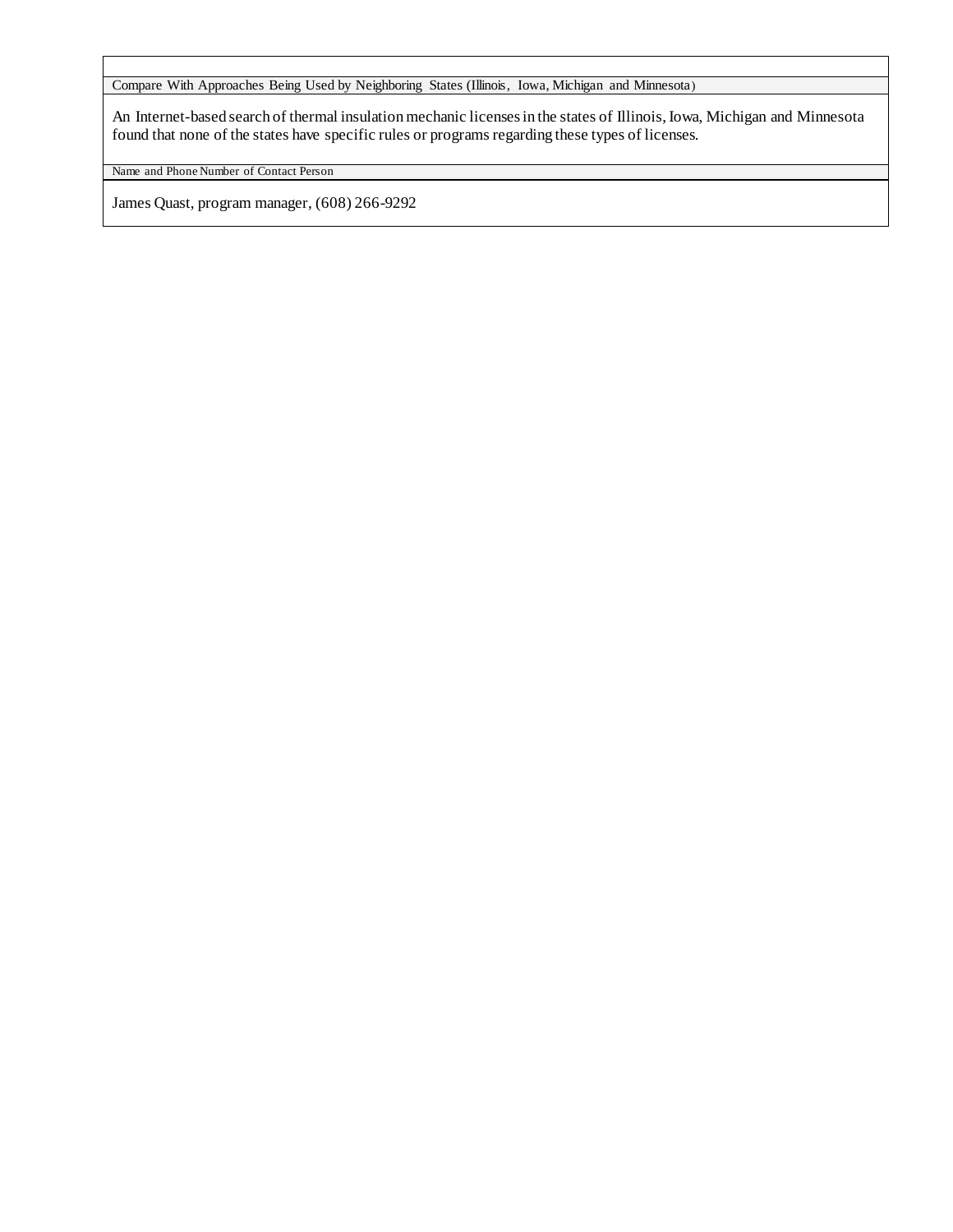### Compare With Approaches Being Used by Neighboring States (Illinois, Iowa, Michigan and Minnesota)

An Internet-based search of thermal insulation mechanic licenses in the states of Illinois, Iowa, Michigan and Minnesota found that none of the states have specific rules or programs regarding these types of licenses.

### Name and Phone Number of Contact Person

James Quast, program manager, (608) 266-9292